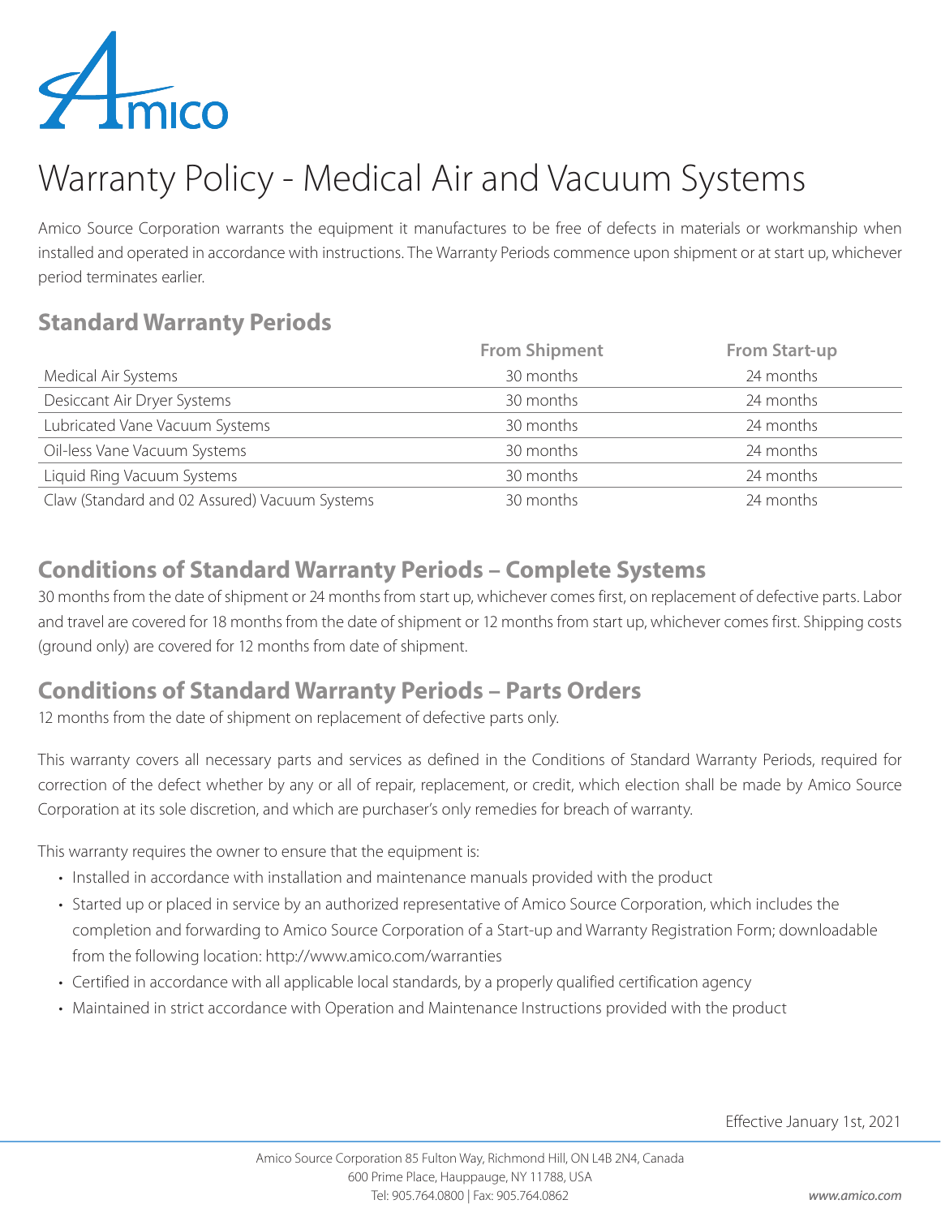Amico

# Warranty Policy - Medical Air and Vacuum Systems

Amico Source Corporation warrants the equipment it manufactures to be free of defects in materials or workmanship when installed and operated in accordance with instructions. The Warranty Periods commence upon shipment or at start up, whichever period terminates earlier.

## Standard Warranty Periods

| | From Shipment | From Start-up |
|---|---|---|
| Medical Air Systems | 30 months | 24 months |
| Desiccant Air Dryer Systems | 30 months | 24 months |
| Lubricated Vane Vacuum Systems | 30 months | 24 months |
| Oil-less Vane Vacuum Systems | 30 months | 24 months |
| Liquid Ring Vacuum Systems | 30 months | 24 months |
| Claw (Standard and 02 Assured) Vacuum Systems | 30 months | 24 months |

## Conditions of Standard Warranty Periods – Complete Systems

30 months from the date of shipment or 24 months from start up, whichever comes first, on replacement of defective parts. Labor and travel are covered for 18 months from the date of shipment or 12 months from start up, whichever comes first. Shipping costs (ground only) are covered for 12 months from date of shipment.

## Conditions of Standard Warranty Periods – Parts Orders

12 months from the date of shipment on replacement of defective parts only.

This warranty covers all necessary parts and services as defined in the Conditions of Standard Warranty Periods, required for correction of the defect whether by any or all of repair, replacement, or credit, which election shall be made by Amico Source Corporation at its sole discretion, and which are purchaser's only remedies for breach of warranty.

This warranty requires the owner to ensure that the equipment is:

- Installed in accordance with installation and maintenance manuals provided with the product
- Started up or placed in service by an authorized representative of Amico Source Corporation, which includes the completion and forwarding to Amico Source Corporation of a Start-up and Warranty Registration Form; downloadable from the following location: http://www.amico.com/warranties
- Certified in accordance with all applicable local standards, by a properly qualified certification agency
- Maintained in strict accordance with Operation and Maintenance Instructions provided with the product

Effective January 1st, 2021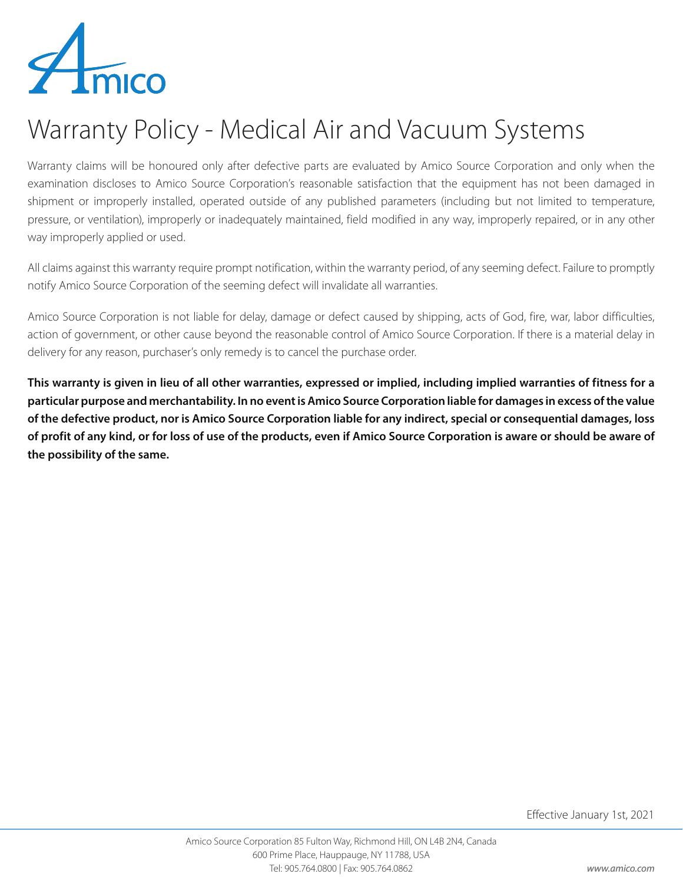# Warranty Policy - Medical Air and Vacuum Systems

Warranty claims will be honoured only after defective parts are evaluated by Amico Source Corporation and only when the examination discloses to Amico Source Corporation's reasonable satisfaction that the equipment has not been damaged in shipment or improperly installed, operated outside of any published parameters (including but not limited to temperature, pressure, or ventilation), improperly or inadequately maintained, field modified in any way, improperly repaired, or in any other way improperly applied or used.

All claims against this warranty require prompt notification, within the warranty period, of any seeming defect. Failure to promptly notify Amico Source Corporation of the seeming defect will invalidate all warranties.

Amico Source Corporation is not liable for delay, damage or defect caused by shipping, acts of God, fire, war, labor difficulties, action of government, or other cause beyond the reasonable control of Amico Source Corporation. If there is a material delay in delivery for any reason, purchaser's only remedy is to cancel the purchase order.

**This warranty is given in lieu of all other warranties, expressed or implied, including implied warranties of fitness for a particular purpose and merchantability. In no event is Amico Source Corporation liable for damages in excess of the value of the defective product, nor is Amico Source Corporation liable for any indirect, special or consequential damages, loss of profit of any kind, or for loss of use of the products, even if Amico Source Corporation is aware or should be aware of the possibility of the same.**

Effective January 1st, 2021